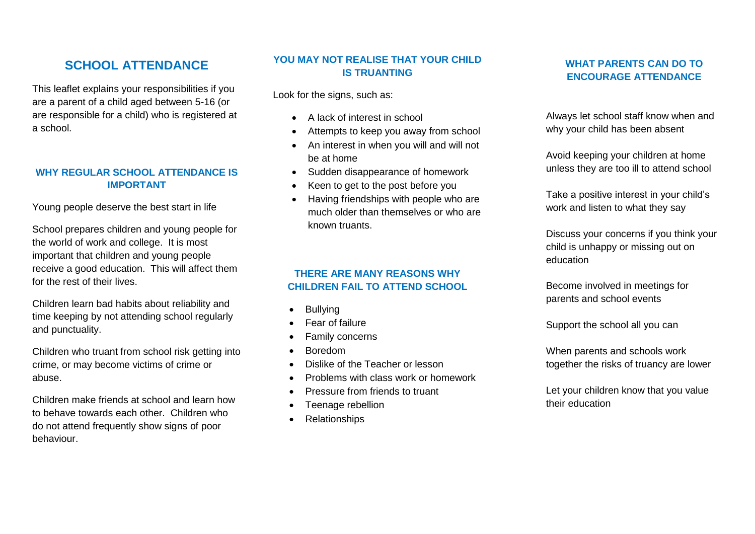# SCHOOL ATTENDANCE

This leaflet explains your responsibilities if you are a parent of a child aged between 5-16 (or are responsible for a child) who is registered at a school.

## WHY REGULAR SCHOOL ATTENDANCE IS IMPORTANT

Young people deserve the best start in life

School prepares children and young people for the world of work and college. It is most important that children and young people receive a good education. This will affect them for the rest of their lives.

Children learn bad habits about reliability and time keeping by not attending school regularly and punctuality.

Children who truant from school risk getting into crime, or may become victims of crime or abuse.

Children make friends at school and learn how to behave towards each other. Children who do not attend frequently show signs of poor behaviour.

## YOU MAY NOT REALISE THAT YOUR CHILD IS TRUANTING

Look for the signs, such as:

- A lack of interest in school
- Attempts to keep you away from school
- An interest in when you will and will not be at home
- Sudden disappearance of homework
- Keen to get to the post before you
- Having friendships with people who are much older than themselves or who are known truants.

## THERE ARE MANY REASONS WHY CHILDREN FAIL TO ATTEND SCHOOL

- Bullying
- Fear of failure
- Family concerns
- Boredom
- Dislike of the Teacher or lesson
- Problems with class work or homework
- Pressure from friends to truant
- Teenage rebellion
- Relationships

## WHAT PARENTS CAN DO TO ENCOURAGE ATTENDANCE

Always let school staff know when and why your child has been absent

Avoid keeping your children at home unless they are too ill to attend school

Take a positive interest in your child's work and listen to what they say

Discuss your concerns if you think your child is unhappy or missing out on education

Become involved in meetings for parents and school events

Support the school all you can

When parents and schools work together the risks of truancy are lower

Let your children know that you value their education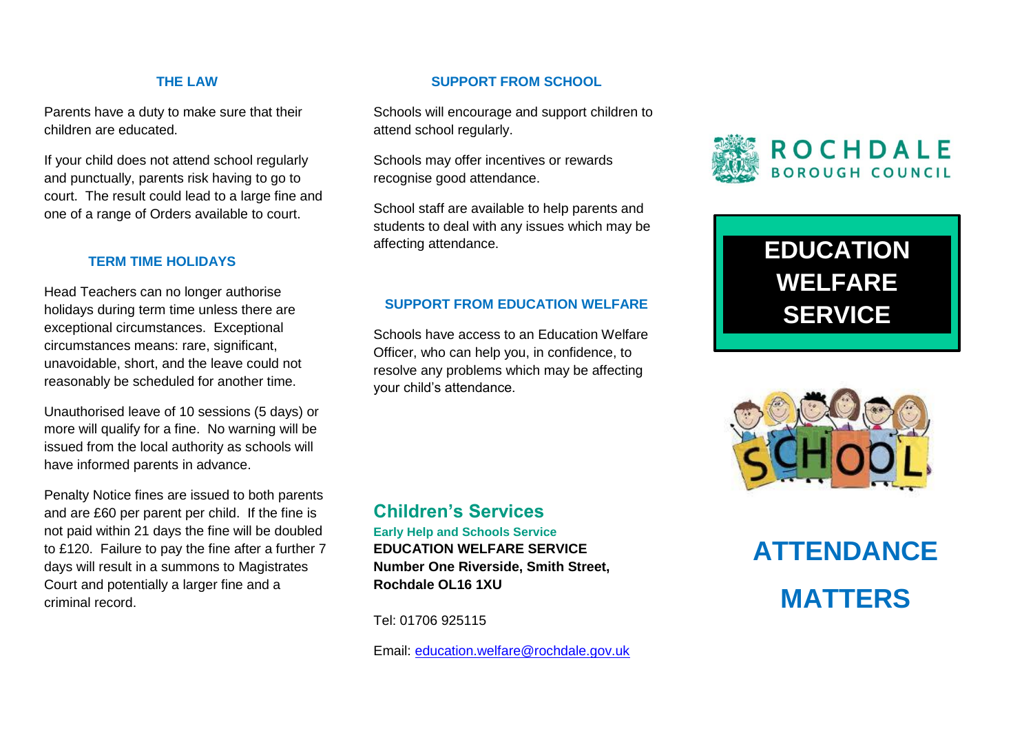## THE LAW

Parents have a duty to make sure that their children are educated.

If your child does not attend school regularly and punctually, parents risk having to go to court. The result could lead to a large fine and one of a range of Orders available to court.

## TERM TIME HOLIDAYS

Head Teachers can no longer authorise holidays during term time unless there are exceptional circumstances. Exceptional circumstances means: rare, significant, unavoidable, short, and the leave could not reasonably be scheduled for another time.

Unauthorised leave of 10 sessions (5 days) or more will qualify for a fine. No warning will be issued from the local authority as schools will have informed parents in advance.

Penalty Notice fines are issued to both parents and are £60 per parent per child. If the fine is not paid within 21 days the fine will be doubled to £120. Failure to pay the fine after a further 7 days will result in a summons to Magistrates Court and potentially a larger fine and a criminal record.

## SUPPORT FROM SCHOOL

Schools will encourage and support children to attend school regularly.

Schools may offer incentives or rewards recognise good attendance.

School staff are available to help parents and students to deal with any issues which may be affecting attendance.

## SUPPORT FROM EDUCATION WELFARE

Schools have access to an Education Welfare Officer, who can help you, in confidence, to resolve any problems which may be affecting your child's attendance.

## Children's Services

**Early Help and Schools Service**

**EDUCATION WELFARE SERVICE**
**Number One Riverside, Smith Street,**
**Rochdale OL16 1XU**

Tel: 01706 925115

Email: education.welfare@rochdale.gov.uk

ROCHDALE BOROUGH COUNCIL

# EDUCATION WELFARE SERVICE

# ATTENDANCE MATTERS